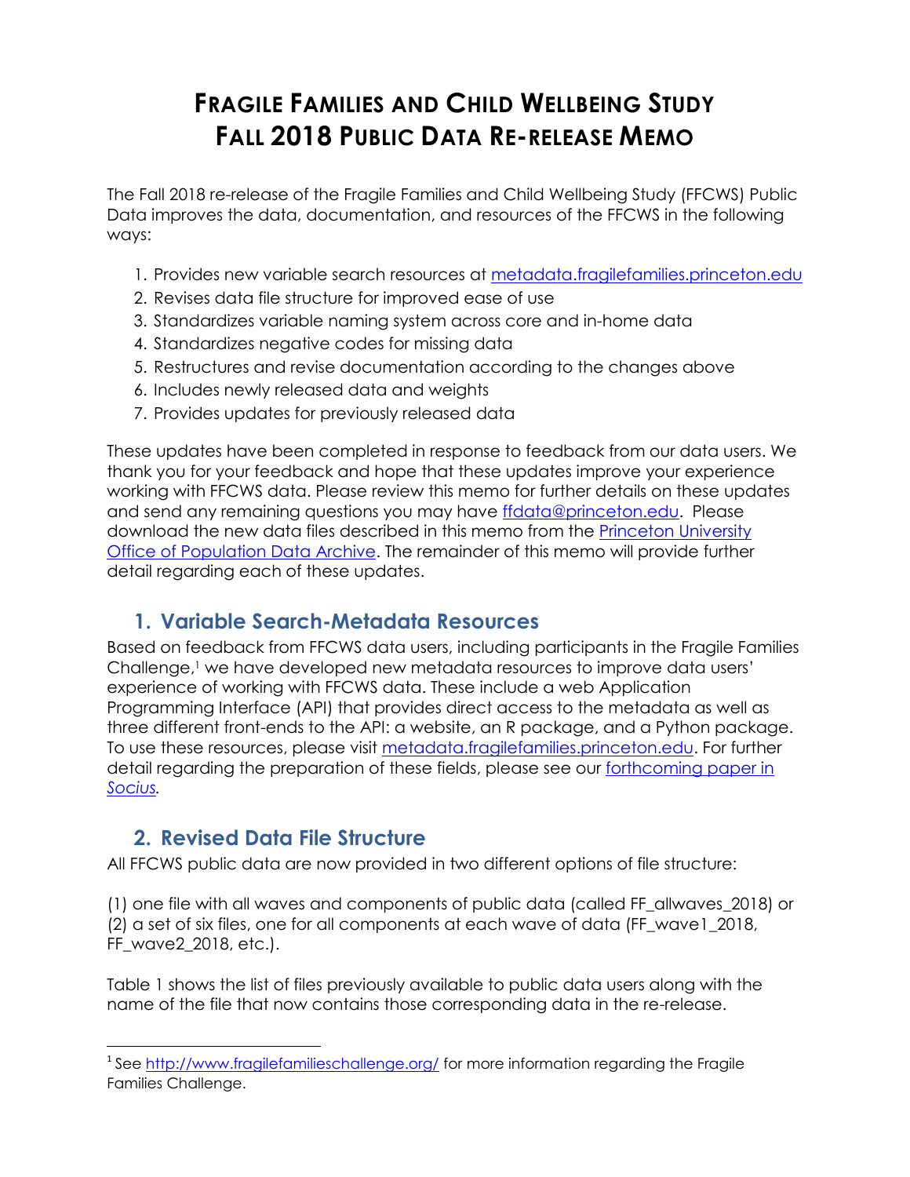# FRAGILE FAMILIES AND CHILD WELLBEING STUDY
# FALL 2018 PUBLIC DATA RE-RELEASE MEMO

The Fall 2018 re-release of the Fragile Families and Child Wellbeing Study (FFCWS) Public Data improves the data, documentation, and resources of the FFCWS in the following ways:

1. Provides new variable search resources at metadata.fragilefamilies.princeton.edu
2. Revises data file structure for improved ease of use
3. Standardizes variable naming system across core and in-home data
4. Standardizes negative codes for missing data
5. Restructures and revise documentation according to the changes above
6. Includes newly released data and weights
7. Provides updates for previously released data

These updates have been completed in response to feedback from our data users. We thank you for your feedback and hope that these updates improve your experience working with FFCWS data. Please review this memo for further details on these updates and send any remaining questions you may have ffdata@princeton.edu. Please download the new data files described in this memo from the Princeton University Office of Population Data Archive. The remainder of this memo will provide further detail regarding each of these updates.

## 1. Variable Search-Metadata Resources

Based on feedback from FFCWS data users, including participants in the Fragile Families Challenge,[1] we have developed new metadata resources to improve data users' experience of working with FFCWS data. These include a web Application Programming Interface (API) that provides direct access to the metadata as well as three different front-ends to the API: a website, an R package, and a Python package. To use these resources, please visit metadata.fragilefamilies.princeton.edu. For further detail regarding the preparation of these fields, please see our *forthcoming paper in Socius*.

## 2. Revised Data File Structure

All FFCWS public data are now provided in two different options of file structure:

(1) one file with all waves and components of public data (called FF_allwaves_2018) or
(2) a set of six files, one for all components at each wave of data (FF_wave1_2018, FF_wave2_2018, etc.).

Table 1 shows the list of files previously available to public data users along with the name of the file that now contains those corresponding data in the re-release.

[1] See http://www.fragilefamilieschallenge.org/ for more information regarding the Fragile Families Challenge.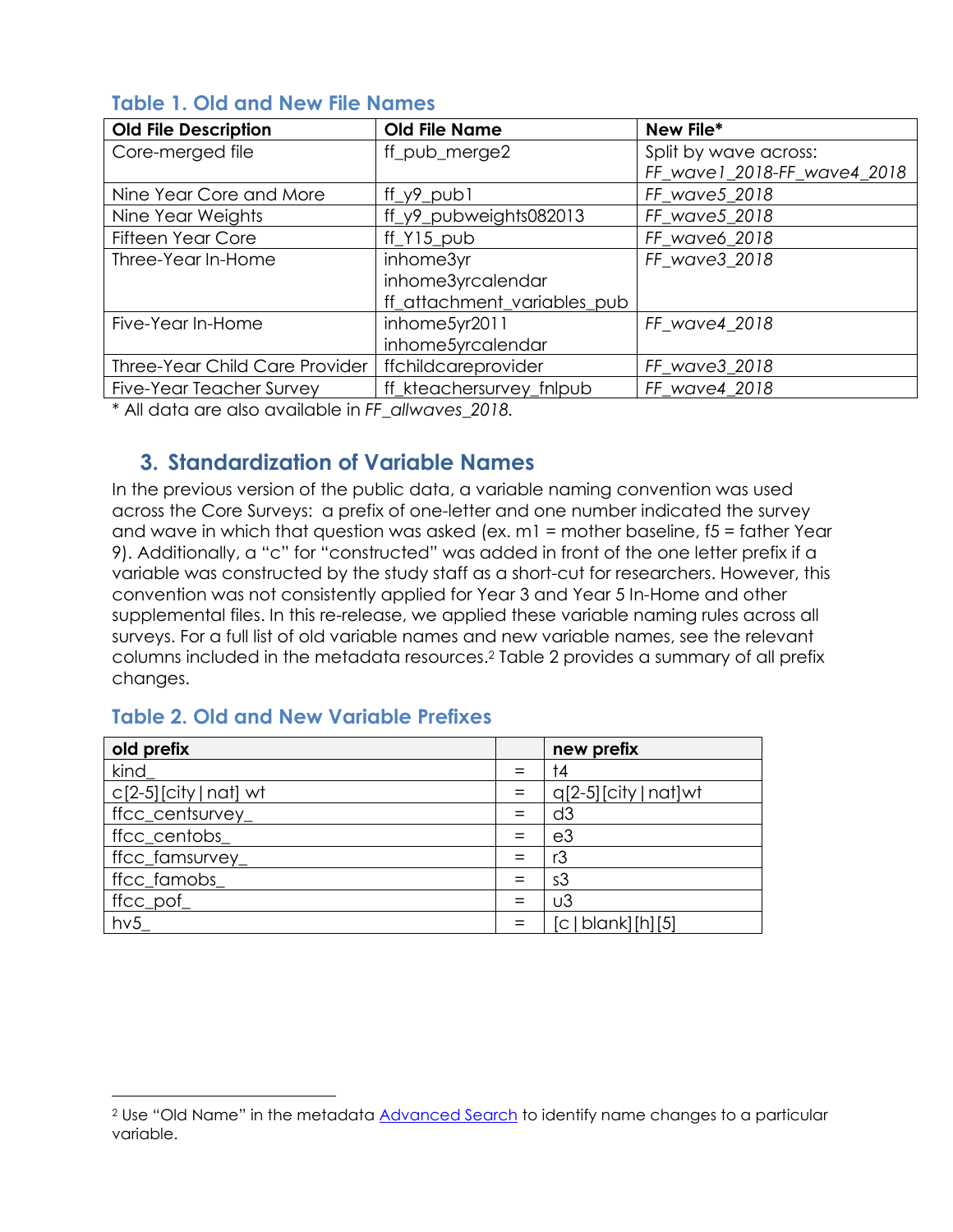### Table 1. Old and New File Names

| Old File Description | Old File Name | New File* |
|---|---|---|
| Core-merged file | ff_pub_merge2 | Split by wave across: *FF_wave1_2018-FF_wave4_2018* |
| Nine Year Core and More | ff_y9_pub1 | *FF_wave5_2018* |
| Nine Year Weights | ff_y9_pubweights082013 | *FF_wave5_2018* |
| Fifteen Year Core | ff_Y15_pub | *FF_wave6_2018* |
| Three-Year In-Home | inhome3yr<br>inhome3yrcalendar<br>ff_attachment_variables_pub | *FF_wave3_2018* |
| Five-Year In-Home | inhome5yr2011<br>inhome5yrcalendar | *FF_wave4_2018* |
| Three-Year Child Care Provider | ffchildcareprovider | *FF_wave3_2018* |
| Five-Year Teacher Survey | ff_kteachersurvey_fnlpub | *FF_wave4_2018* |

\* All data are also available in *FF_allwaves_2018.*

## 3. Standardization of Variable Names

In the previous version of the public data, a variable naming convention was used across the Core Surveys: a prefix of one-letter and one number indicated the survey and wave in which that question was asked (ex. m1 = mother baseline, f5 = father Year 9). Additionally, a "c" for "constructed" was added in front of the one letter prefix if a variable was constructed by the study staff as a short-cut for researchers. However, this convention was not consistently applied for Year 3 and Year 5 In-Home and other supplemental files. In this re-release, we applied these variable naming rules across all surveys. For a full list of old variable names and new variable names, see the relevant columns included in the metadata resources.[2] Table 2 provides a summary of all prefix changes.

### Table 2. Old and New Variable Prefixes

| old prefix | | new prefix |
|---|---|---|
| kind_ | = | t4 |
| c[2-5][city\|nat] wt | = | q[2-5][city\|nat]wt |
| ffcc_centsurvey_ | = | d3 |
| ffcc_centobs_ | = | e3 |
| ffcc_famsurvey_ | = | r3 |
| ffcc_famobs_ | = | s3 |
| ffcc_pof_ | = | u3 |
| hv5_ | = | [c\|blank][h][5] |

[2] Use "Old Name" in the metadata Advanced Search to identify name changes to a particular variable.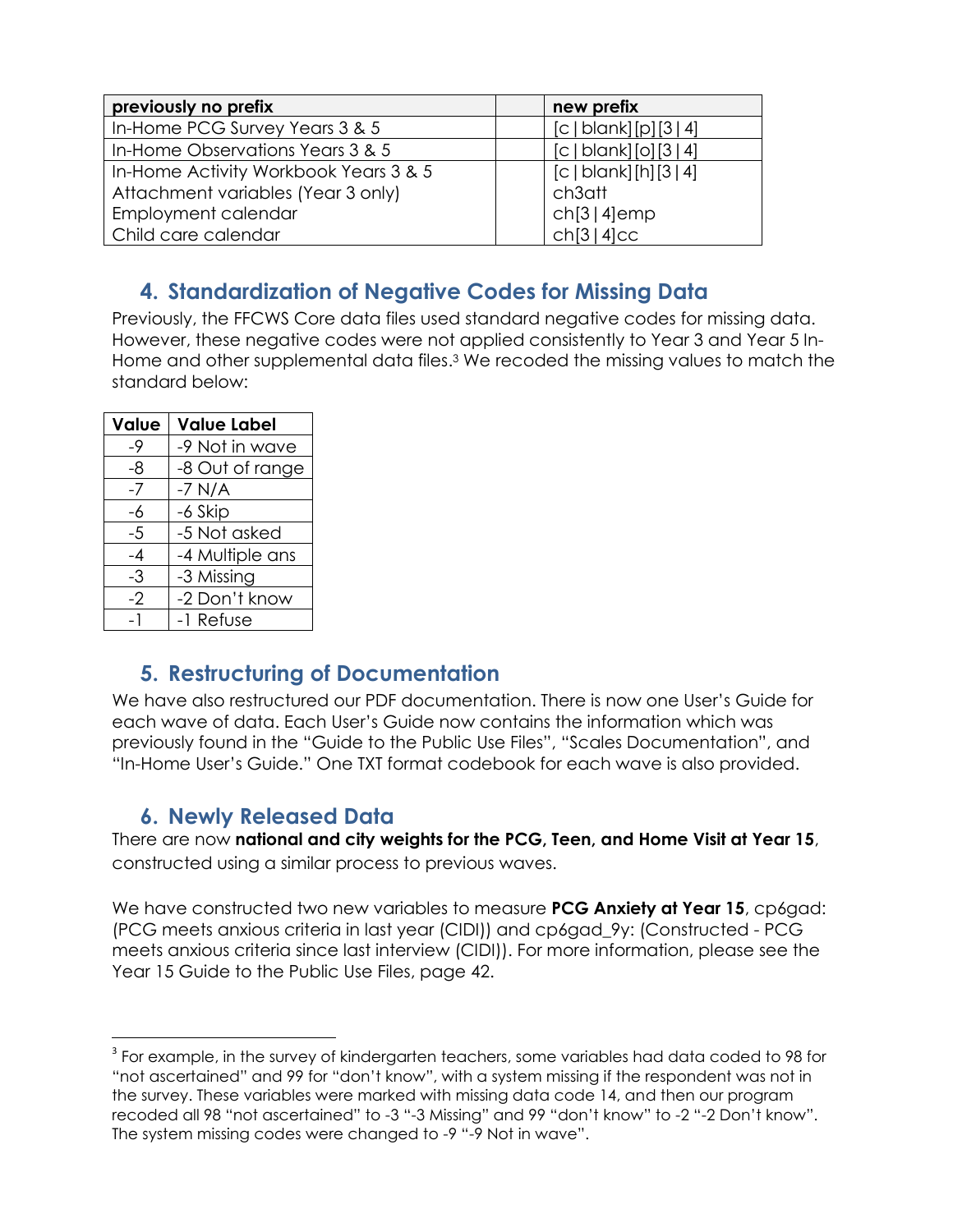| previously no prefix | | new prefix |
| --- | --- | --- |
| In-Home PCG Survey Years 3 & 5 | | [c\|blank][p][3\|4] |
| In-Home Observations Years 3 & 5 | | [c\|blank][o][3\|4] |
| In-Home Activity Workbook Years 3 & 5 | | [c\|blank][h][3\|4] |
| Attachment variables (Year 3 only) | | ch3att |
| Employment calendar | | ch[3\|4]emp |
| Child care calendar | | ch[3\|4]cc |

## 4. Standardization of Negative Codes for Missing Data

Previously, the FFCWS Core data files used standard negative codes for missing data. However, these negative codes were not applied consistently to Year 3 and Year 5 In-Home and other supplemental data files.[3] We recoded the missing values to match the standard below:

| Value | Value Label |
| --- | --- |
| -9 | -9 Not in wave |
| -8 | -8 Out of range |
| -7 | -7 N/A |
| -6 | -6 Skip |
| -5 | -5 Not asked |
| -4 | -4 Multiple ans |
| -3 | -3 Missing |
| -2 | -2 Don't know |
| -1 | -1 Refuse |

## 5. Restructuring of Documentation

We have also restructured our PDF documentation. There is now one User's Guide for each wave of data. Each User's Guide now contains the information which was previously found in the "Guide to the Public Use Files", "Scales Documentation", and "In-Home User's Guide." One TXT format codebook for each wave is also provided.

## 6. Newly Released Data

There are now **national and city weights for the PCG, Teen, and Home Visit at Year 15**, constructed using a similar process to previous waves.

We have constructed two new variables to measure **PCG Anxiety at Year 15**, cp6gad: (PCG meets anxious criteria in last year (CIDI)) and cp6gad_9y: (Constructed - PCG meets anxious criteria since last interview (CIDI)). For more information, please see the Year 15 Guide to the Public Use Files, page 42.

---

[3] For example, in the survey of kindergarten teachers, some variables had data coded to 98 for "not ascertained" and 99 for "don't know", with a system missing if the respondent was not in the survey. These variables were marked with missing data code 14, and then our program recoded all 98 "not ascertained" to -3 "-3 Missing" and 99 "don't know" to -2 "-2 Don't know". The system missing codes were changed to -9 "-9 Not in wave".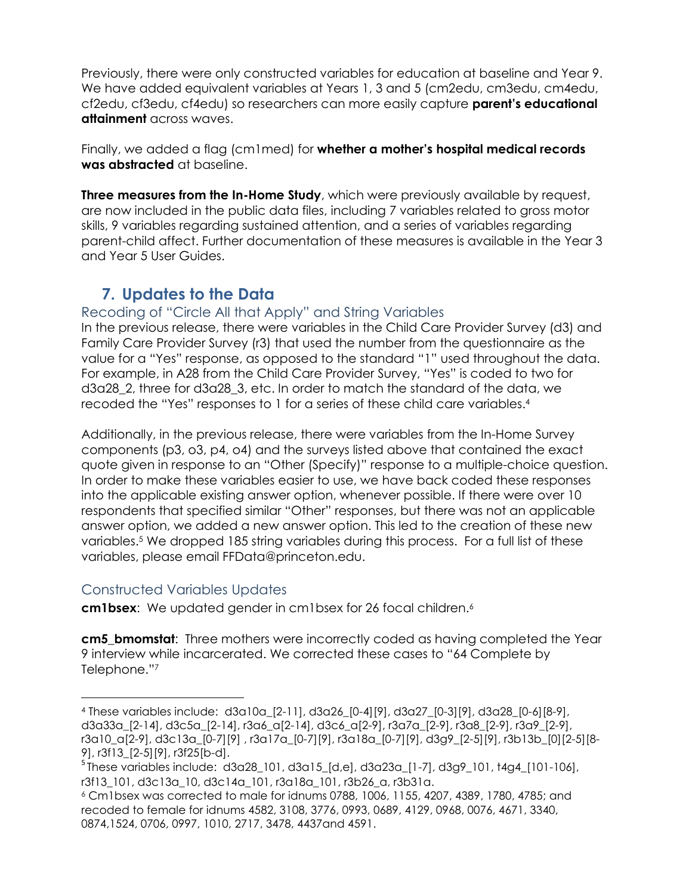Previously, there were only constructed variables for education at baseline and Year 9. We have added equivalent variables at Years 1, 3 and 5 (cm2edu, cm3edu, cm4edu, cf2edu, cf3edu, cf4edu) so researchers can more easily capture **parent's educational attainment** across waves.

Finally, we added a flag (cm1med) for **whether a mother's hospital medical records was abstracted** at baseline.

**Three measures from the In-Home Study**, which were previously available by request, are now included in the public data files, including 7 variables related to gross motor skills, 9 variables regarding sustained attention, and a series of variables regarding parent-child affect. Further documentation of these measures is available in the Year 3 and Year 5 User Guides.

## 7. Updates to the Data

### Recoding of "Circle All that Apply" and String Variables

In the previous release, there were variables in the Child Care Provider Survey (d3) and Family Care Provider Survey (r3) that used the number from the questionnaire as the value for a "Yes" response, as opposed to the standard "1" used throughout the data. For example, in A28 from the Child Care Provider Survey, "Yes" is coded to two for d3a28_2, three for d3a28_3, etc. In order to match the standard of the data, we recoded the "Yes" responses to 1 for a series of these child care variables.[4]

Additionally, in the previous release, there were variables from the In-Home Survey components (p3, o3, p4, o4) and the surveys listed above that contained the exact quote given in response to an "Other (Specify)" response to a multiple-choice question. In order to make these variables easier to use, we have back coded these responses into the applicable existing answer option, whenever possible. If there were over 10 respondents that specified similar "Other" responses, but there was not an applicable answer option, we added a new answer option. This led to the creation of these new variables.[5] We dropped 185 string variables during this process. For a full list of these variables, please email FFData@princeton.edu.

### Constructed Variables Updates

**cm1bsex**: We updated gender in cm1bsex for 26 focal children.[6]

**cm5_bmomstat**: Three mothers were incorrectly coded as having completed the Year 9 interview while incarcerated. We corrected these cases to "64 Complete by Telephone."[7]

---

[4] These variables include: d3a10a_[2-11], d3a26_[0-4][9], d3a27_[0-3][9], d3a28_[0-6][8-9], d3a33a_[2-14], d3c5a_[2-14], r3a6_a[2-14], d3c6_a[2-9], r3a7a_[2-9], r3a8_[2-9], r3a9_[2-9], r3a10_a[2-9], d3c13a_[0-7][9] , r3a17a_[0-7][9], r3a18a_[0-7][9], d3g9_[2-5][9], r3b13b_[0][2-5][8-9], r3f13_[2-5][9], r3f25[b-d].

[5] These variables include: d3a28_101, d3a15_[d,e], d3a23a_[1-7], d3g9_101, t4g4_[101-106], r3f13_101, d3c13a_10, d3c14a_101, r3a18a_101, r3b26_a, r3b31a.

[6] Cm1bsex was corrected to male for idnums 0788, 1006, 1155, 4207, 4389, 1780, 4785; and recoded to female for idnums 4582, 3108, 3776, 0993, 0689, 4129, 0968, 0076, 4671, 3340, 0874,1524, 0706, 0997, 1010, 2717, 3478, 4437and 4591.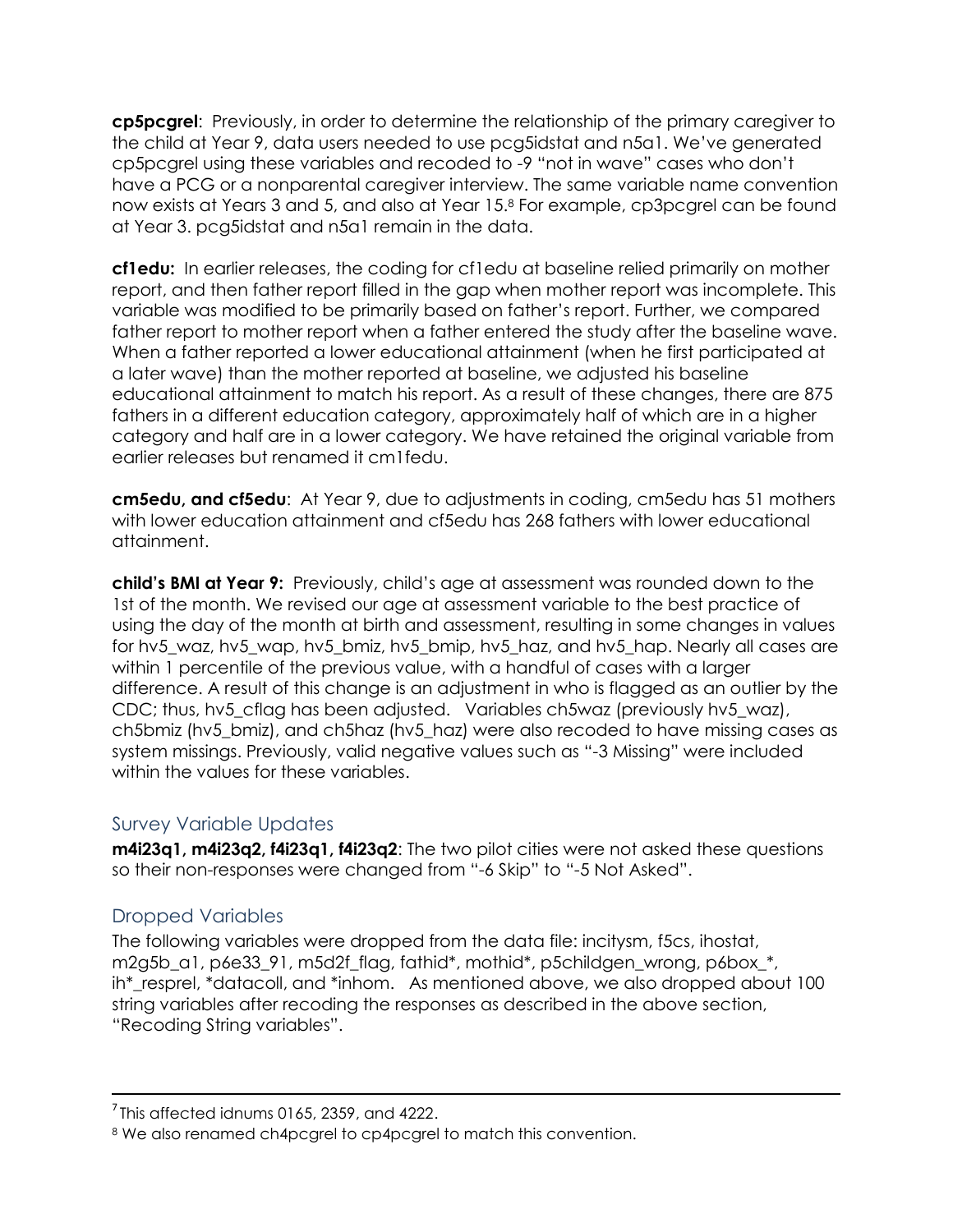**cp5pcgrel**: Previously, in order to determine the relationship of the primary caregiver to the child at Year 9, data users needed to use pcg5idstat and n5a1. We've generated cp5pcgrel using these variables and recoded to -9 "not in wave" cases who don't have a PCG or a nonparental caregiver interview. The same variable name convention now exists at Years 3 and 5, and also at Year 15.[8] For example, cp3pcgrel can be found at Year 3. pcg5idstat and n5a1 remain in the data.

**cf1edu:** In earlier releases, the coding for cf1edu at baseline relied primarily on mother report, and then father report filled in the gap when mother report was incomplete. This variable was modified to be primarily based on father's report. Further, we compared father report to mother report when a father entered the study after the baseline wave. When a father reported a lower educational attainment (when he first participated at a later wave) than the mother reported at baseline, we adjusted his baseline educational attainment to match his report. As a result of these changes, there are 875 fathers in a different education category, approximately half of which are in a higher category and half are in a lower category. We have retained the original variable from earlier releases but renamed it cm1fedu.

**cm5edu, and cf5edu**: At Year 9, due to adjustments in coding, cm5edu has 51 mothers with lower education attainment and cf5edu has 268 fathers with lower educational attainment.

**child's BMI at Year 9:** Previously, child's age at assessment was rounded down to the 1st of the month. We revised our age at assessment variable to the best practice of using the day of the month at birth and assessment, resulting in some changes in values for hv5_waz, hv5_wap, hv5_bmiz, hv5_bmip, hv5_haz, and hv5_hap. Nearly all cases are within 1 percentile of the previous value, with a handful of cases with a larger difference. A result of this change is an adjustment in who is flagged as an outlier by the CDC; thus, hv5_cflag has been adjusted. Variables ch5waz (previously hv5_waz), ch5bmiz (hv5_bmiz), and ch5haz (hv5_haz) were also recoded to have missing cases as system missings. Previously, valid negative values such as "-3 Missing" were included within the values for these variables.

## Survey Variable Updates

**m4i23q1, m4i23q2, f4i23q1, f4i23q2**: The two pilot cities were not asked these questions so their non-responses were changed from "-6 Skip" to "-5 Not Asked".

## Dropped Variables

The following variables were dropped from the data file: incitysm, f5cs, ihostat, m2g5b_a1, p6e33_91, m5d2f_flag, fathid*, mothid*, p5childgen_wrong, p6box_*, ih*_resprel, *datacoll, and *inhom. As mentioned above, we also dropped about 100 string variables after recoding the responses as described in the above section, "Recoding String variables".

---

[7] This affected idnums 0165, 2359, and 4222.

[8] We also renamed ch4pcgrel to cp4pcgrel to match this convention.